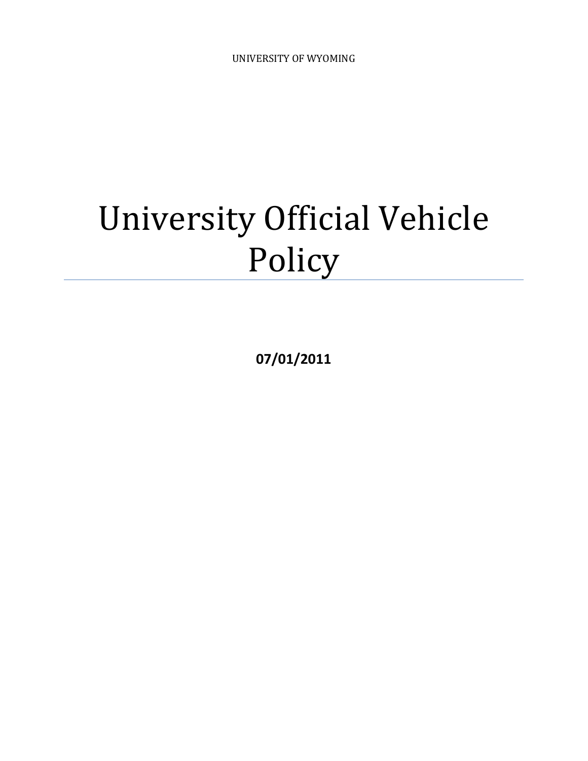UNIVERSITY OF WYOMING

# University Official Vehicle Policy

**07/01/2011**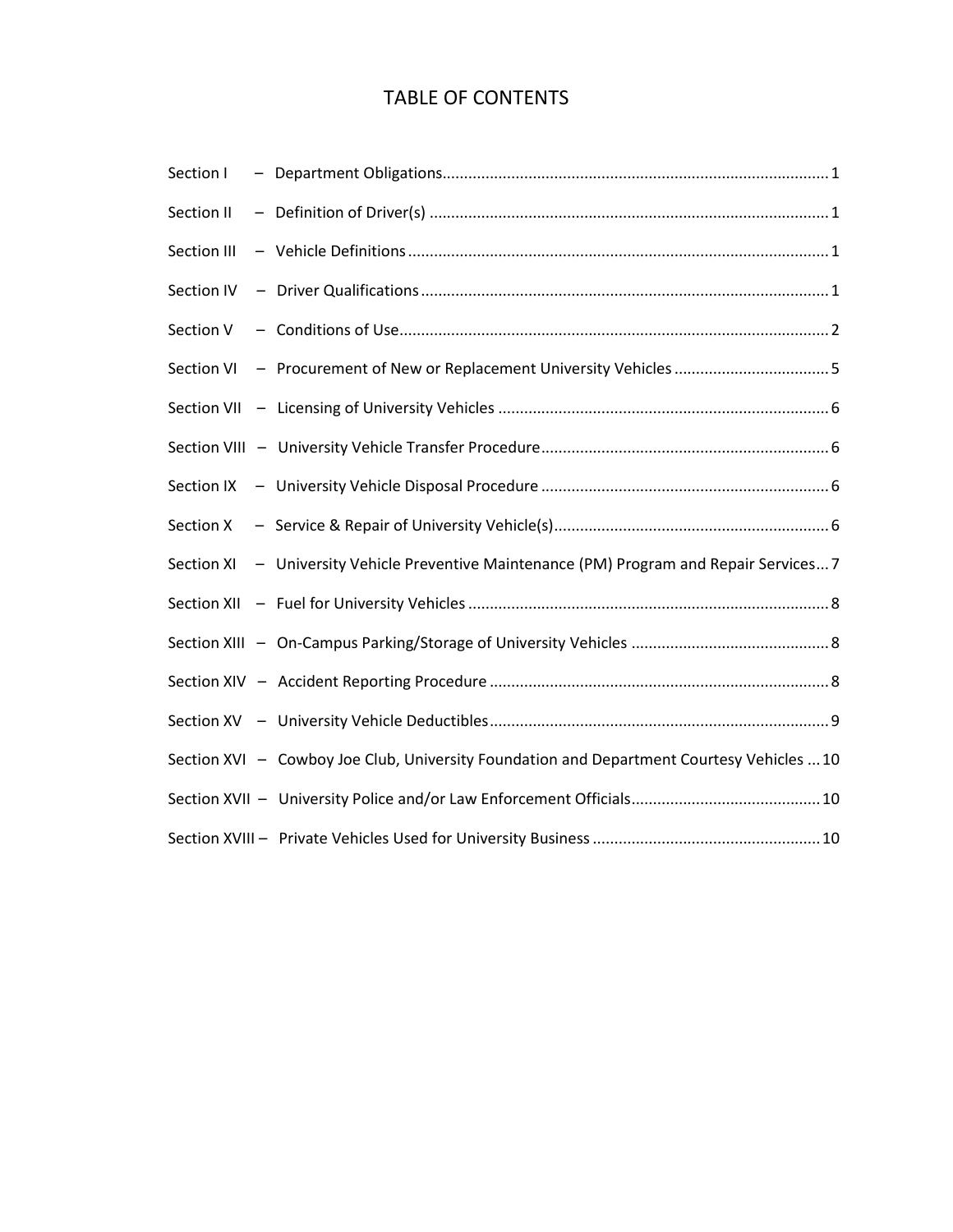# TABLE OF CONTENTS

Section I – Department Obligations ........................................ 1

Section II – Definition of Driver(s) ........................................ 1

Section III – Vehicle Definitions ........................................ 1

Section IV – Driver Qualifications ........................................ 1

Section V – Conditions of Use ........................................ 2

Section VI – Procurement of New or Replacement University Vehicles ........................................ 5

Section VII – Licensing of University Vehicles ........................................ 6

Section VIII – University Vehicle Transfer Procedure ........................................ 6

Section IX – University Vehicle Disposal Procedure ........................................ 6

Section X – Service & Repair of University Vehicle(s) ........................................ 6

Section XI – University Vehicle Preventive Maintenance (PM) Program and Repair Services ... 7

Section XII – Fuel for University Vehicles ........................................ 8

Section XIII – On-Campus Parking/Storage of University Vehicles ........................................ 8

Section XIV – Accident Reporting Procedure ........................................ 8

Section XV – University Vehicle Deductibles ........................................ 9

Section XVI – Cowboy Joe Club, University Foundation and Department Courtesy Vehicles ... 10

Section XVII – University Police and/or Law Enforcement Officials ........................................ 10

Section XVIII – Private Vehicles Used for University Business ........................................ 10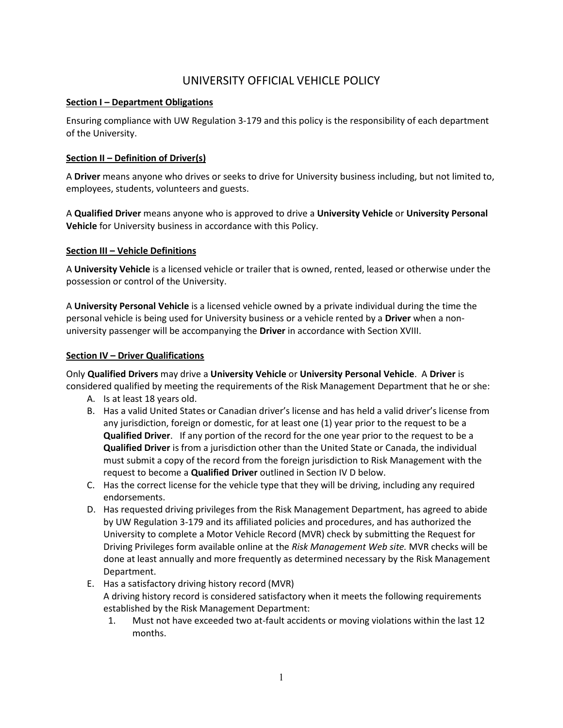# UNIVERSITY OFFICIAL VEHICLE POLICY

## Section I – Department Obligations

Ensuring compliance with UW Regulation 3-179 and this policy is the responsibility of each department of the University.

## Section II – Definition of Driver(s)

A **Driver** means anyone who drives or seeks to drive for University business including, but not limited to, employees, students, volunteers and guests.

A **Qualified Driver** means anyone who is approved to drive a **University Vehicle** or **University Personal Vehicle** for University business in accordance with this Policy.

## Section III – Vehicle Definitions

A **University Vehicle** is a licensed vehicle or trailer that is owned, rented, leased or otherwise under the possession or control of the University.

A **University Personal Vehicle** is a licensed vehicle owned by a private individual during the time the personal vehicle is being used for University business or a vehicle rented by a **Driver** when a non-university passenger will be accompanying the **Driver** in accordance with Section XVIII.

## Section IV – Driver Qualifications

Only **Qualified Drivers** may drive a **University Vehicle** or **University Personal Vehicle**. A **Driver** is considered qualified by meeting the requirements of the Risk Management Department that he or she:

A. Is at least 18 years old.

B. Has a valid United States or Canadian driver's license and has held a valid driver's license from any jurisdiction, foreign or domestic, for at least one (1) year prior to the request to be a **Qualified Driver**. If any portion of the record for the one year prior to the request to be a **Qualified Driver** is from a jurisdiction other than the United State or Canada, the individual must submit a copy of the record from the foreign jurisdiction to Risk Management with the request to become a **Qualified Driver** outlined in Section IV D below.

C. Has the correct license for the vehicle type that they will be driving, including any required endorsements.

D. Has requested driving privileges from the Risk Management Department, has agreed to abide by UW Regulation 3-179 and its affiliated policies and procedures, and has authorized the University to complete a Motor Vehicle Record (MVR) check by submitting the Request for Driving Privileges form available online at the *Risk Management Web site.* MVR checks will be done at least annually and more frequently as determined necessary by the Risk Management Department.

E. Has a satisfactory driving history record (MVR)
A driving history record is considered satisfactory when it meets the following requirements established by the Risk Management Department:

1. Must not have exceeded two at-fault accidents or moving violations within the last 12 months.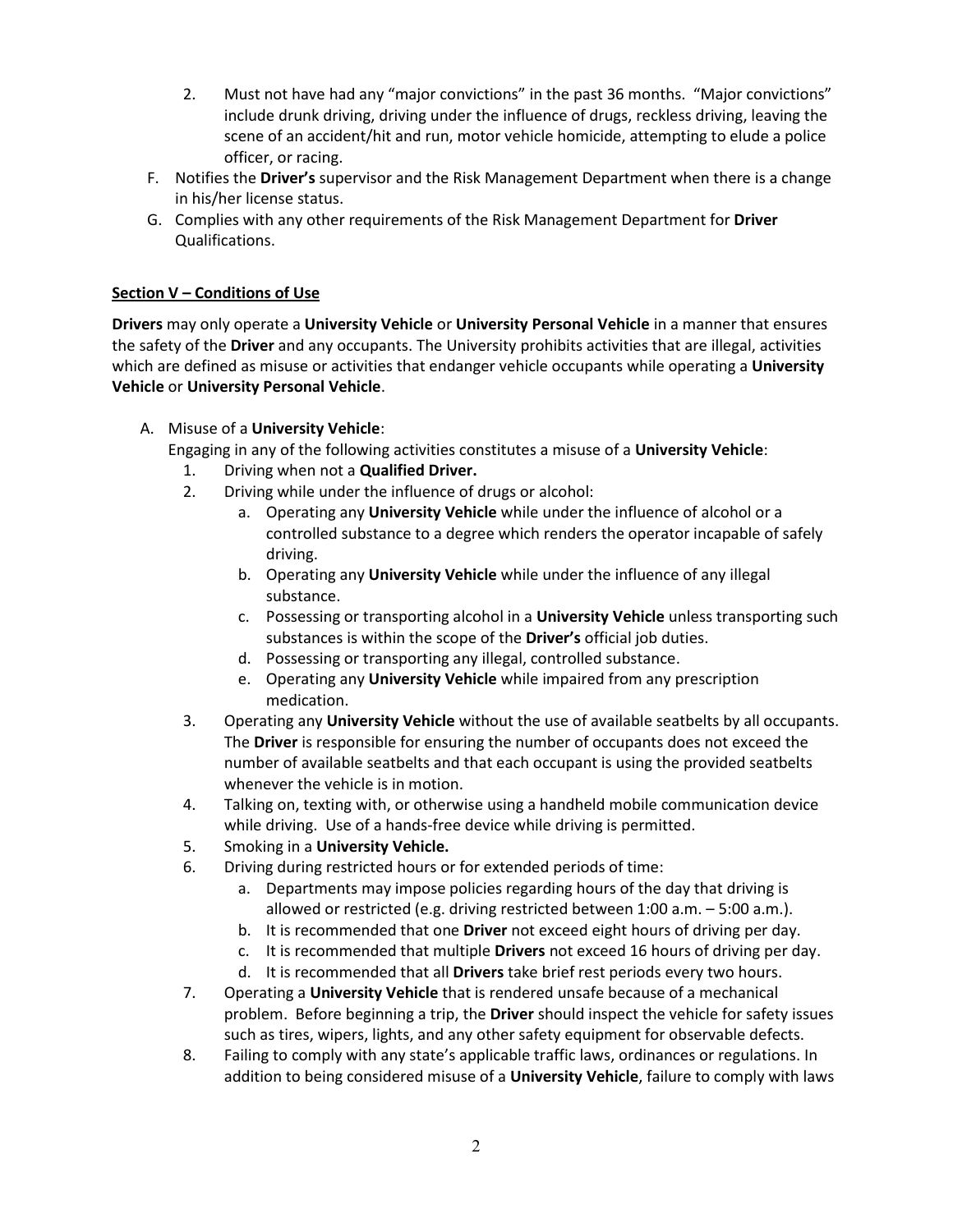2. Must not have had any "major convictions" in the past 36 months. "Major convictions" include drunk driving, driving under the influence of drugs, reckless driving, leaving the scene of an accident/hit and run, motor vehicle homicide, attempting to elude a police officer, or racing.

F. Notifies the **Driver's** supervisor and the Risk Management Department when there is a change in his/her license status.

G. Complies with any other requirements of the Risk Management Department for **Driver** Qualifications.

**Section V – Conditions of Use**

**Drivers** may only operate a **University Vehicle** or **University Personal Vehicle** in a manner that ensures the safety of the **Driver** and any occupants. The University prohibits activities that are illegal, activities which are defined as misuse or activities that endanger vehicle occupants while operating a **University Vehicle** or **University Personal Vehicle**.

A. Misuse of a **University Vehicle**:
   Engaging in any of the following activities constitutes a misuse of a **University Vehicle**:
   1. Driving when not a **Qualified Driver.**
   2. Driving while under the influence of drugs or alcohol:
      a. Operating any **University Vehicle** while under the influence of alcohol or a controlled substance to a degree which renders the operator incapable of safely driving.
      b. Operating any **University Vehicle** while under the influence of any illegal substance.
      c. Possessing or transporting alcohol in a **University Vehicle** unless transporting such substances is within the scope of the **Driver's** official job duties.
      d. Possessing or transporting any illegal, controlled substance.
      e. Operating any **University Vehicle** while impaired from any prescription medication.
   3. Operating any **University Vehicle** without the use of available seatbelts by all occupants. The **Driver** is responsible for ensuring the number of occupants does not exceed the number of available seatbelts and that each occupant is using the provided seatbelts whenever the vehicle is in motion.
   4. Talking on, texting with, or otherwise using a handheld mobile communication device while driving. Use of a hands-free device while driving is permitted.
   5. Smoking in a **University Vehicle.**
   6. Driving during restricted hours or for extended periods of time:
      a. Departments may impose policies regarding hours of the day that driving is allowed or restricted (e.g. driving restricted between 1:00 a.m. – 5:00 a.m.).
      b. It is recommended that one **Driver** not exceed eight hours of driving per day.
      c. It is recommended that multiple **Drivers** not exceed 16 hours of driving per day.
      d. It is recommended that all **Drivers** take brief rest periods every two hours.
   7. Operating a **University Vehicle** that is rendered unsafe because of a mechanical problem. Before beginning a trip, the **Driver** should inspect the vehicle for safety issues such as tires, wipers, lights, and any other safety equipment for observable defects.
   8. Failing to comply with any state's applicable traffic laws, ordinances or regulations. In addition to being considered misuse of a **University Vehicle**, failure to comply with laws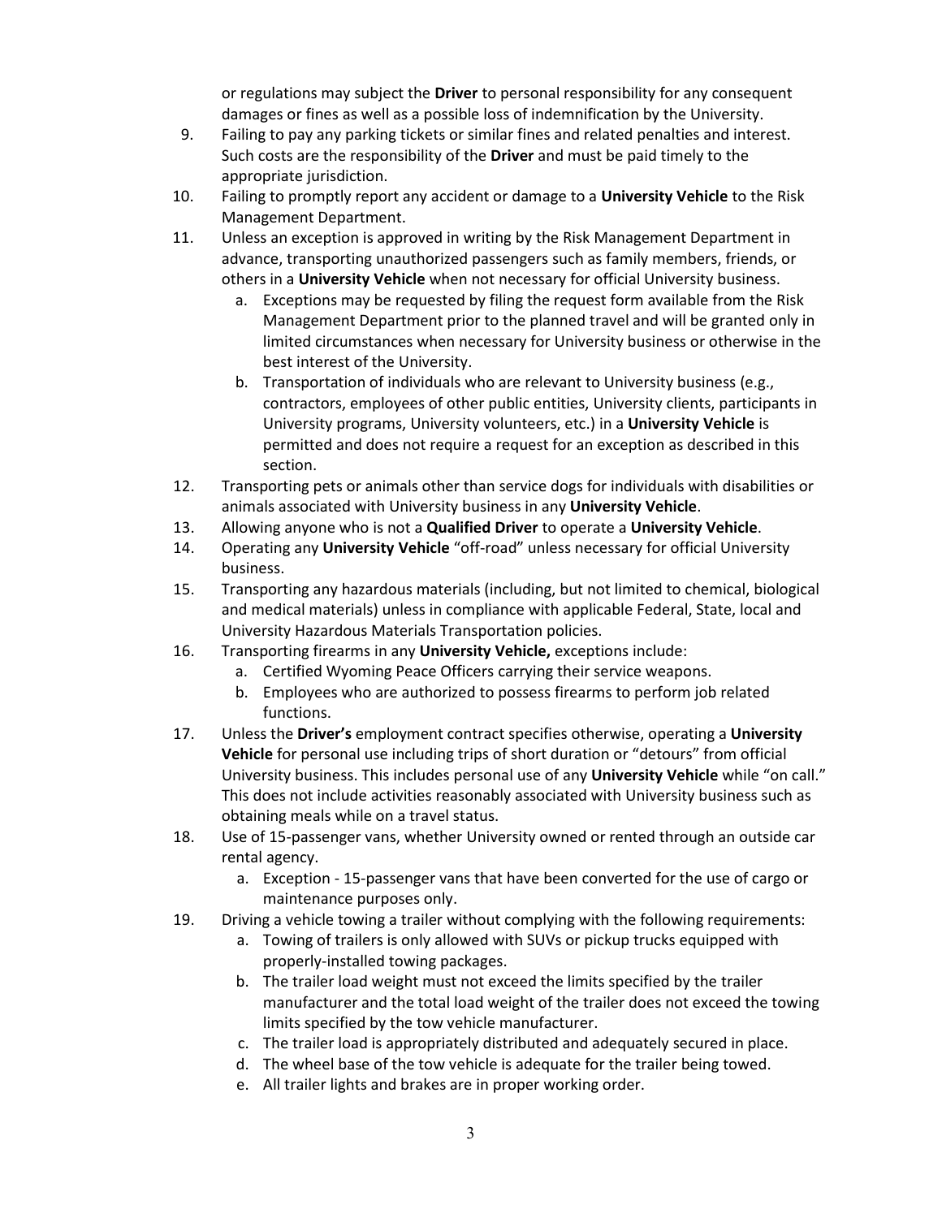or regulations may subject the **Driver** to personal responsibility for any consequent damages or fines as well as a possible loss of indemnification by the University.

9. Failing to pay any parking tickets or similar fines and related penalties and interest. Such costs are the responsibility of the **Driver** and must be paid timely to the appropriate jurisdiction.
10. Failing to promptly report any accident or damage to a **University Vehicle** to the Risk Management Department.
11. Unless an exception is approved in writing by the Risk Management Department in advance, transporting unauthorized passengers such as family members, friends, or others in a **University Vehicle** when not necessary for official University business.
    a. Exceptions may be requested by filing the request form available from the Risk Management Department prior to the planned travel and will be granted only in limited circumstances when necessary for University business or otherwise in the best interest of the University.
    b. Transportation of individuals who are relevant to University business (e.g., contractors, employees of other public entities, University clients, participants in University programs, University volunteers, etc.) in a **University Vehicle** is permitted and does not require a request for an exception as described in this section.
12. Transporting pets or animals other than service dogs for individuals with disabilities or animals associated with University business in any **University Vehicle**.
13. Allowing anyone who is not a **Qualified Driver** to operate a **University Vehicle**.
14. Operating any **University Vehicle** "off-road" unless necessary for official University business.
15. Transporting any hazardous materials (including, but not limited to chemical, biological and medical materials) unless in compliance with applicable Federal, State, local and University Hazardous Materials Transportation policies.
16. Transporting firearms in any **University Vehicle,** exceptions include:
    a. Certified Wyoming Peace Officers carrying their service weapons.
    b. Employees who are authorized to possess firearms to perform job related functions.
17. Unless the **Driver's** employment contract specifies otherwise, operating a **University Vehicle** for personal use including trips of short duration or "detours" from official University business. This includes personal use of any **University Vehicle** while "on call." This does not include activities reasonably associated with University business such as obtaining meals while on a travel status.
18. Use of 15-passenger vans, whether University owned or rented through an outside car rental agency.
    a. Exception - 15-passenger vans that have been converted for the use of cargo or maintenance purposes only.
19. Driving a vehicle towing a trailer without complying with the following requirements:
    a. Towing of trailers is only allowed with SUVs or pickup trucks equipped with properly-installed towing packages.
    b. The trailer load weight must not exceed the limits specified by the trailer manufacturer and the total load weight of the trailer does not exceed the towing limits specified by the tow vehicle manufacturer.
    c. The trailer load is appropriately distributed and adequately secured in place.
    d. The wheel base of the tow vehicle is adequate for the trailer being towed.
    e. All trailer lights and brakes are in proper working order.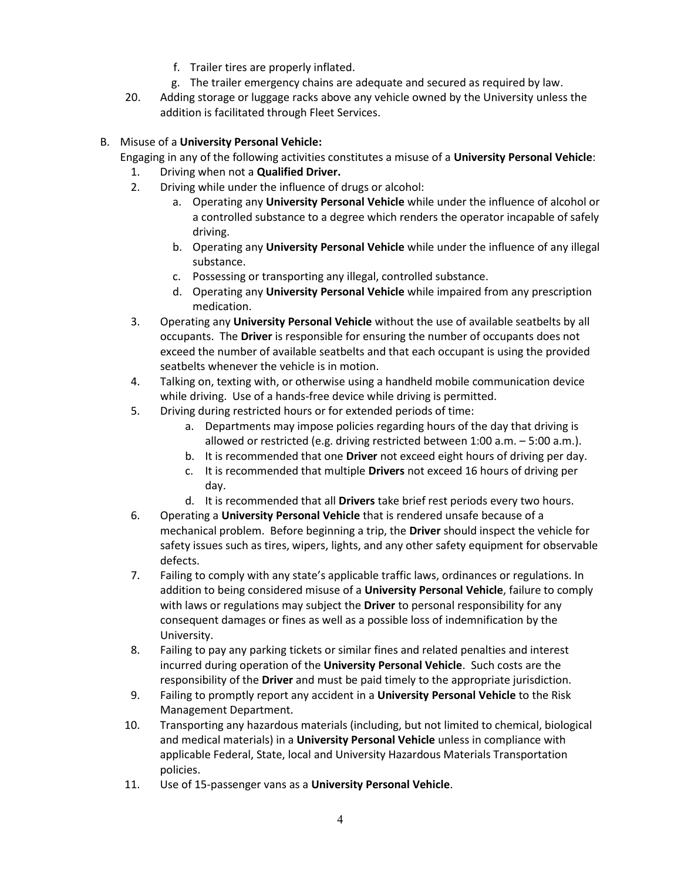f. Trailer tires are properly inflated.
   g. The trailer emergency chains are adequate and secured as required by law.

20. Adding storage or luggage racks above any vehicle owned by the University unless the addition is facilitated through Fleet Services.

B. Misuse of a **University Personal Vehicle:**

   Engaging in any of the following activities constitutes a misuse of a **University Personal Vehicle**:

   1. Driving when not a **Qualified Driver.**
   2. Driving while under the influence of drugs or alcohol:
      a. Operating any **University Personal Vehicle** while under the influence of alcohol or a controlled substance to a degree which renders the operator incapable of safely driving.
      b. Operating any **University Personal Vehicle** while under the influence of any illegal substance.
      c. Possessing or transporting any illegal, controlled substance.
      d. Operating any **University Personal Vehicle** while impaired from any prescription medication.
   3. Operating any **University Personal Vehicle** without the use of available seatbelts by all occupants. The **Driver** is responsible for ensuring the number of occupants does not exceed the number of available seatbelts and that each occupant is using the provided seatbelts whenever the vehicle is in motion.
   4. Talking on, texting with, or otherwise using a handheld mobile communication device while driving. Use of a hands-free device while driving is permitted.
   5. Driving during restricted hours or for extended periods of time:
      a. Departments may impose policies regarding hours of the day that driving is allowed or restricted (e.g. driving restricted between 1:00 a.m. – 5:00 a.m.).
      b. It is recommended that one **Driver** not exceed eight hours of driving per day.
      c. It is recommended that multiple **Drivers** not exceed 16 hours of driving per day.
      d. It is recommended that all **Drivers** take brief rest periods every two hours.
   6. Operating a **University Personal Vehicle** that is rendered unsafe because of a mechanical problem. Before beginning a trip, the **Driver** should inspect the vehicle for safety issues such as tires, wipers, lights, and any other safety equipment for observable defects.
   7. Failing to comply with any state's applicable traffic laws, ordinances or regulations. In addition to being considered misuse of a **University Personal Vehicle**, failure to comply with laws or regulations may subject the **Driver** to personal responsibility for any consequent damages or fines as well as a possible loss of indemnification by the University.
   8. Failing to pay any parking tickets or similar fines and related penalties and interest incurred during operation of the **University Personal Vehicle**. Such costs are the responsibility of the **Driver** and must be paid timely to the appropriate jurisdiction.
   9. Failing to promptly report any accident in a **University Personal Vehicle** to the Risk Management Department.
   10. Transporting any hazardous materials (including, but not limited to chemical, biological and medical materials) in a **University Personal Vehicle** unless in compliance with applicable Federal, State, local and University Hazardous Materials Transportation policies.
   11. Use of 15-passenger vans as a **University Personal Vehicle**.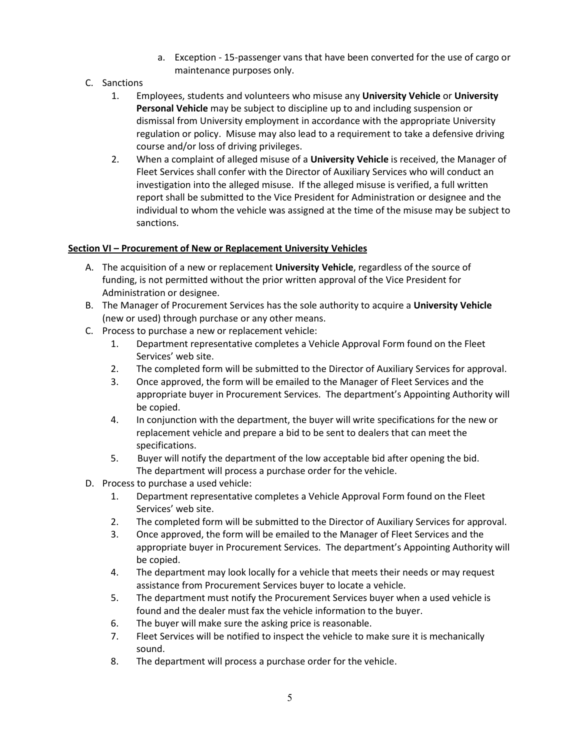a. Exception - 15-passenger vans that have been converted for the use of cargo or maintenance purposes only.

C. Sanctions
   1. Employees, students and volunteers who misuse any **University Vehicle** or **University Personal Vehicle** may be subject to discipline up to and including suspension or dismissal from University employment in accordance with the appropriate University regulation or policy. Misuse may also lead to a requirement to take a defensive driving course and/or loss of driving privileges.
   2. When a complaint of alleged misuse of a **University Vehicle** is received, the Manager of Fleet Services shall confer with the Director of Auxiliary Services who will conduct an investigation into the alleged misuse. If the alleged misuse is verified, a full written report shall be submitted to the Vice President for Administration or designee and the individual to whom the vehicle was assigned at the time of the misuse may be subject to sanctions.

**Section VI – Procurement of New or Replacement University Vehicles**

A. The acquisition of a new or replacement **University Vehicle**, regardless of the source of funding, is not permitted without the prior written approval of the Vice President for Administration or designee.

B. The Manager of Procurement Services has the sole authority to acquire a **University Vehicle** (new or used) through purchase or any other means.

C. Process to purchase a new or replacement vehicle:
   1. Department representative completes a Vehicle Approval Form found on the Fleet Services' web site.
   2. The completed form will be submitted to the Director of Auxiliary Services for approval.
   3. Once approved, the form will be emailed to the Manager of Fleet Services and the appropriate buyer in Procurement Services. The department's Appointing Authority will be copied.
   4. In conjunction with the department, the buyer will write specifications for the new or replacement vehicle and prepare a bid to be sent to dealers that can meet the specifications.
   5. Buyer will notify the department of the low acceptable bid after opening the bid. The department will process a purchase order for the vehicle.

D. Process to purchase a used vehicle:
   1. Department representative completes a Vehicle Approval Form found on the Fleet Services' web site.
   2. The completed form will be submitted to the Director of Auxiliary Services for approval.
   3. Once approved, the form will be emailed to the Manager of Fleet Services and the appropriate buyer in Procurement Services. The department's Appointing Authority will be copied.
   4. The department may look locally for a vehicle that meets their needs or may request assistance from Procurement Services buyer to locate a vehicle.
   5. The department must notify the Procurement Services buyer when a used vehicle is found and the dealer must fax the vehicle information to the buyer.
   6. The buyer will make sure the asking price is reasonable.
   7. Fleet Services will be notified to inspect the vehicle to make sure it is mechanically sound.
   8. The department will process a purchase order for the vehicle.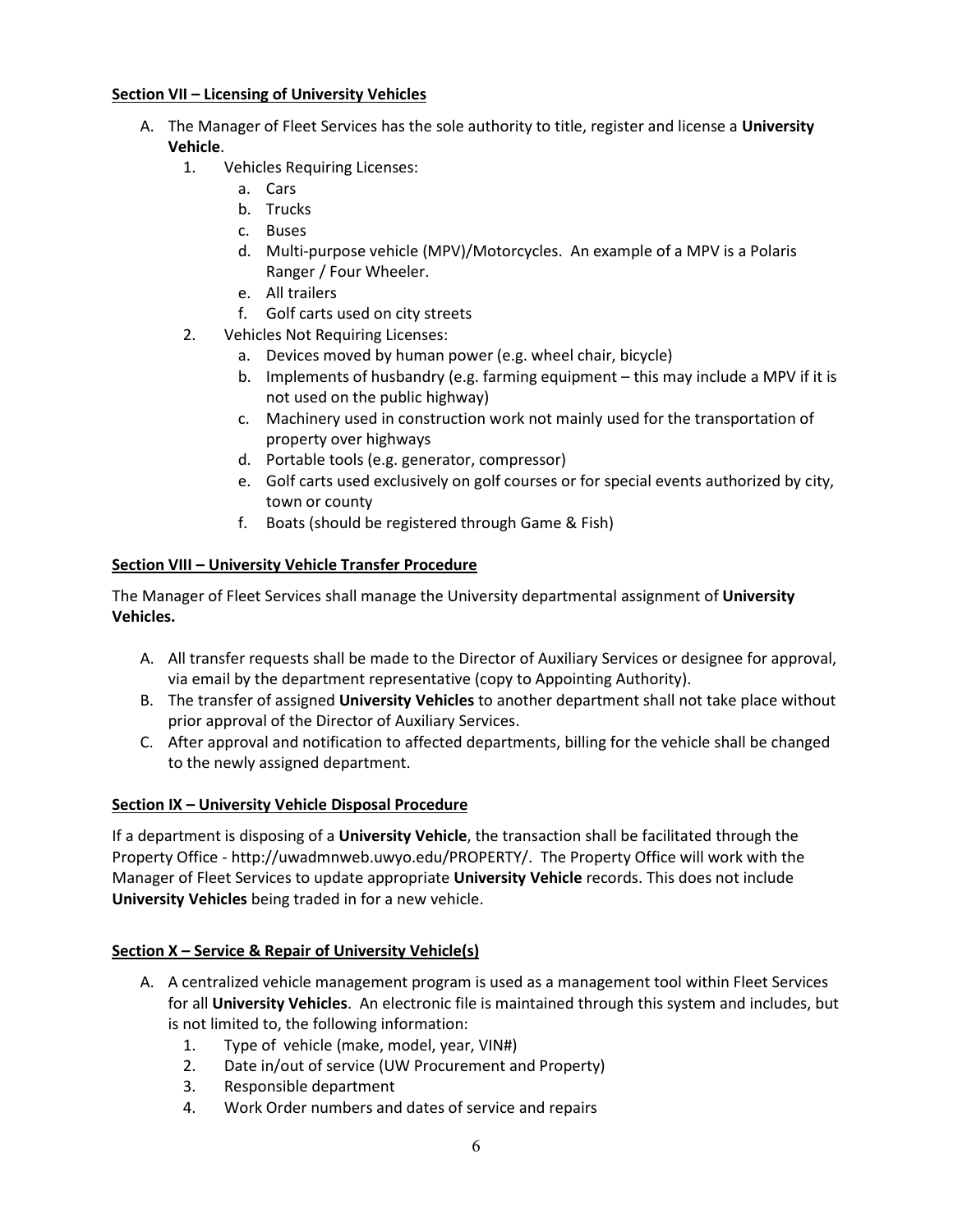**Section VII – Licensing of University Vehicles**

A. The Manager of Fleet Services has the sole authority to title, register and license a **University Vehicle**.
   1. Vehicles Requiring Licenses:
      a. Cars
      b. Trucks
      c. Buses
      d. Multi-purpose vehicle (MPV)/Motorcycles. An example of a MPV is a Polaris Ranger / Four Wheeler.
      e. All trailers
      f. Golf carts used on city streets
   2. Vehicles Not Requiring Licenses:
      a. Devices moved by human power (e.g. wheel chair, bicycle)
      b. Implements of husbandry (e.g. farming equipment – this may include a MPV if it is not used on the public highway)
      c. Machinery used in construction work not mainly used for the transportation of property over highways
      d. Portable tools (e.g. generator, compressor)
      e. Golf carts used exclusively on golf courses or for special events authorized by city, town or county
      f. Boats (should be registered through Game & Fish)

**Section VIII – University Vehicle Transfer Procedure**

The Manager of Fleet Services shall manage the University departmental assignment of **University Vehicles.**

A. All transfer requests shall be made to the Director of Auxiliary Services or designee for approval, via email by the department representative (copy to Appointing Authority).
B. The transfer of assigned **University Vehicles** to another department shall not take place without prior approval of the Director of Auxiliary Services.
C. After approval and notification to affected departments, billing for the vehicle shall be changed to the newly assigned department.

**Section IX – University Vehicle Disposal Procedure**

If a department is disposing of a **University Vehicle**, the transaction shall be facilitated through the Property Office - http://uwadmnweb.uwyo.edu/PROPERTY/. The Property Office will work with the Manager of Fleet Services to update appropriate **University Vehicle** records. This does not include **University Vehicles** being traded in for a new vehicle.

**Section X – Service & Repair of University Vehicle(s)**

A. A centralized vehicle management program is used as a management tool within Fleet Services for all **University Vehicles**. An electronic file is maintained through this system and includes, but is not limited to, the following information:
   1. Type of vehicle (make, model, year, VIN#)
   2. Date in/out of service (UW Procurement and Property)
   3. Responsible department
   4. Work Order numbers and dates of service and repairs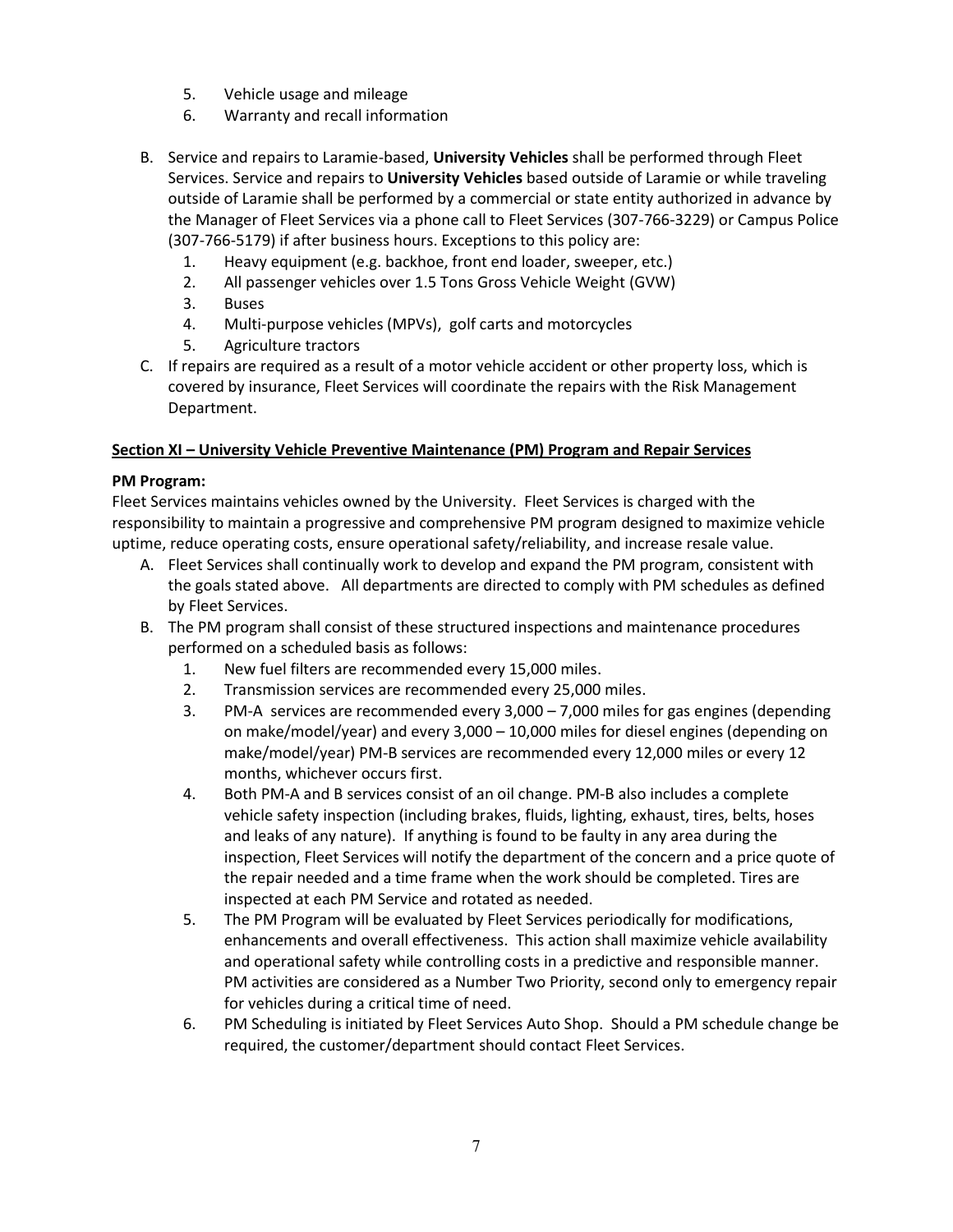5. Vehicle usage and mileage
6. Warranty and recall information

B. Service and repairs to Laramie-based, **University Vehicles** shall be performed through Fleet Services. Service and repairs to **University Vehicles** based outside of Laramie or while traveling outside of Laramie shall be performed by a commercial or state entity authorized in advance by the Manager of Fleet Services via a phone call to Fleet Services (307-766-3229) or Campus Police (307-766-5179) if after business hours. Exceptions to this policy are:
   1. Heavy equipment (e.g. backhoe, front end loader, sweeper, etc.)
   2. All passenger vehicles over 1.5 Tons Gross Vehicle Weight (GVW)
   3. Buses
   4. Multi-purpose vehicles (MPVs), golf carts and motorcycles
   5. Agriculture tractors

C. If repairs are required as a result of a motor vehicle accident or other property loss, which is covered by insurance, Fleet Services will coordinate the repairs with the Risk Management Department.

## Section XI – University Vehicle Preventive Maintenance (PM) Program and Repair Services

**PM Program:**

Fleet Services maintains vehicles owned by the University. Fleet Services is charged with the responsibility to maintain a progressive and comprehensive PM program designed to maximize vehicle uptime, reduce operating costs, ensure operational safety/reliability, and increase resale value.

A. Fleet Services shall continually work to develop and expand the PM program, consistent with the goals stated above. All departments are directed to comply with PM schedules as defined by Fleet Services.

B. The PM program shall consist of these structured inspections and maintenance procedures performed on a scheduled basis as follows:
   1. New fuel filters are recommended every 15,000 miles.
   2. Transmission services are recommended every 25,000 miles.
   3. PM-A services are recommended every 3,000 – 7,000 miles for gas engines (depending on make/model/year) and every 3,000 – 10,000 miles for diesel engines (depending on make/model/year) PM-B services are recommended every 12,000 miles or every 12 months, whichever occurs first.
   4. Both PM-A and B services consist of an oil change. PM-B also includes a complete vehicle safety inspection (including brakes, fluids, lighting, exhaust, tires, belts, hoses and leaks of any nature). If anything is found to be faulty in any area during the inspection, Fleet Services will notify the department of the concern and a price quote of the repair needed and a time frame when the work should be completed. Tires are inspected at each PM Service and rotated as needed.
   5. The PM Program will be evaluated by Fleet Services periodically for modifications, enhancements and overall effectiveness. This action shall maximize vehicle availability and operational safety while controlling costs in a predictive and responsible manner. PM activities are considered as a Number Two Priority, second only to emergency repair for vehicles during a critical time of need.
   6. PM Scheduling is initiated by Fleet Services Auto Shop. Should a PM schedule change be required, the customer/department should contact Fleet Services.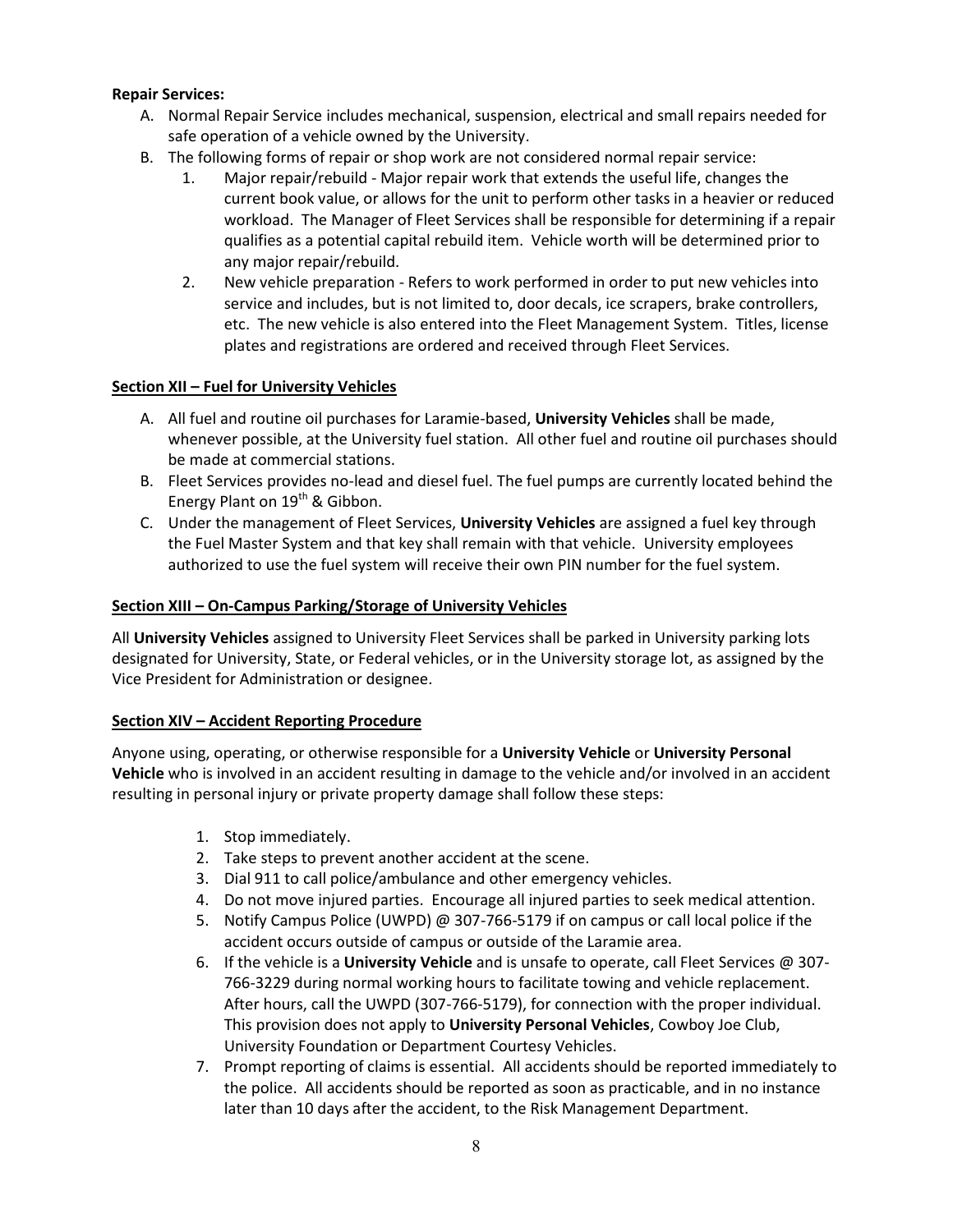**Repair Services:**

A. Normal Repair Service includes mechanical, suspension, electrical and small repairs needed for safe operation of a vehicle owned by the University.

B. The following forms of repair or shop work are not considered normal repair service:

   1. Major repair/rebuild - Major repair work that extends the useful life, changes the current book value, or allows for the unit to perform other tasks in a heavier or reduced workload. The Manager of Fleet Services shall be responsible for determining if a repair qualifies as a potential capital rebuild item. Vehicle worth will be determined prior to any major repair/rebuild.
   2. New vehicle preparation - Refers to work performed in order to put new vehicles into service and includes, but is not limited to, door decals, ice scrapers, brake controllers, etc. The new vehicle is also entered into the Fleet Management System. Titles, license plates and registrations are ordered and received through Fleet Services.

## Section XII – Fuel for University Vehicles

A. All fuel and routine oil purchases for Laramie-based, **University Vehicles** shall be made, whenever possible, at the University fuel station. All other fuel and routine oil purchases should be made at commercial stations.

B. Fleet Services provides no-lead and diesel fuel. The fuel pumps are currently located behind the Energy Plant on 19th & Gibbon.

C. Under the management of Fleet Services, **University Vehicles** are assigned a fuel key through the Fuel Master System and that key shall remain with that vehicle. University employees authorized to use the fuel system will receive their own PIN number for the fuel system.

## Section XIII – On-Campus Parking/Storage of University Vehicles

All **University Vehicles** assigned to University Fleet Services shall be parked in University parking lots designated for University, State, or Federal vehicles, or in the University storage lot, as assigned by the Vice President for Administration or designee.

## Section XIV – Accident Reporting Procedure

Anyone using, operating, or otherwise responsible for a **University Vehicle** or **University Personal Vehicle** who is involved in an accident resulting in damage to the vehicle and/or involved in an accident resulting in personal injury or private property damage shall follow these steps:

1. Stop immediately.
2. Take steps to prevent another accident at the scene.
3. Dial 911 to call police/ambulance and other emergency vehicles.
4. Do not move injured parties. Encourage all injured parties to seek medical attention.
5. Notify Campus Police (UWPD) @ 307-766-5179 if on campus or call local police if the accident occurs outside of campus or outside of the Laramie area.
6. If the vehicle is a **University Vehicle** and is unsafe to operate, call Fleet Services @ 307-766-3229 during normal working hours to facilitate towing and vehicle replacement. After hours, call the UWPD (307-766-5179), for connection with the proper individual. This provision does not apply to **University Personal Vehicles**, Cowboy Joe Club, University Foundation or Department Courtesy Vehicles.
7. Prompt reporting of claims is essential. All accidents should be reported immediately to the police. All accidents should be reported as soon as practicable, and in no instance later than 10 days after the accident, to the Risk Management Department.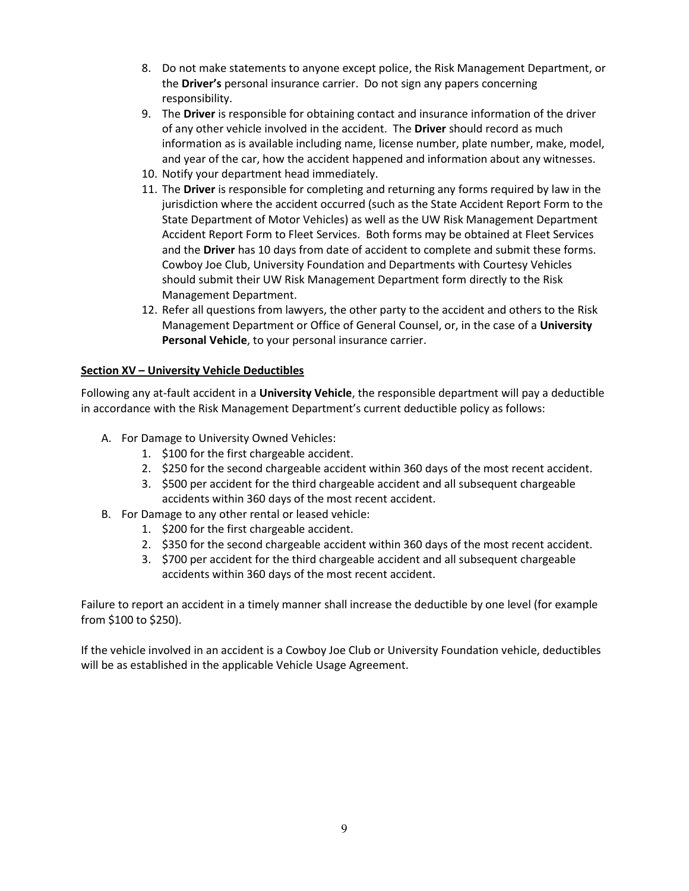8. Do not make statements to anyone except police, the Risk Management Department, or the **Driver's** personal insurance carrier. Do not sign any papers concerning responsibility.
9. The **Driver** is responsible for obtaining contact and insurance information of the driver of any other vehicle involved in the accident. The **Driver** should record as much information as is available including name, license number, plate number, make, model, and year of the car, how the accident happened and information about any witnesses.
10. Notify your department head immediately.
11. The **Driver** is responsible for completing and returning any forms required by law in the jurisdiction where the accident occurred (such as the State Accident Report Form to the State Department of Motor Vehicles) as well as the UW Risk Management Department Accident Report Form to Fleet Services. Both forms may be obtained at Fleet Services and the **Driver** has 10 days from date of accident to complete and submit these forms. Cowboy Joe Club, University Foundation and Departments with Courtesy Vehicles should submit their UW Risk Management Department form directly to the Risk Management Department.
12. Refer all questions from lawyers, the other party to the accident and others to the Risk Management Department or Office of General Counsel, or, in the case of a **University Personal Vehicle**, to your personal insurance carrier.

## Section XV – University Vehicle Deductibles

Following any at-fault accident in a **University Vehicle**, the responsible department will pay a deductible in accordance with the Risk Management Department's current deductible policy as follows:

A. For Damage to University Owned Vehicles:
    1. $100 for the first chargeable accident.
    2. $250 for the second chargeable accident within 360 days of the most recent accident.
    3. $500 per accident for the third chargeable accident and all subsequent chargeable accidents within 360 days of the most recent accident.
B. For Damage to any other rental or leased vehicle:
    1. $200 for the first chargeable accident.
    2. $350 for the second chargeable accident within 360 days of the most recent accident.
    3. $700 per accident for the third chargeable accident and all subsequent chargeable accidents within 360 days of the most recent accident.

Failure to report an accident in a timely manner shall increase the deductible by one level (for example from $100 to $250).

If the vehicle involved in an accident is a Cowboy Joe Club or University Foundation vehicle, deductibles will be as established in the applicable Vehicle Usage Agreement.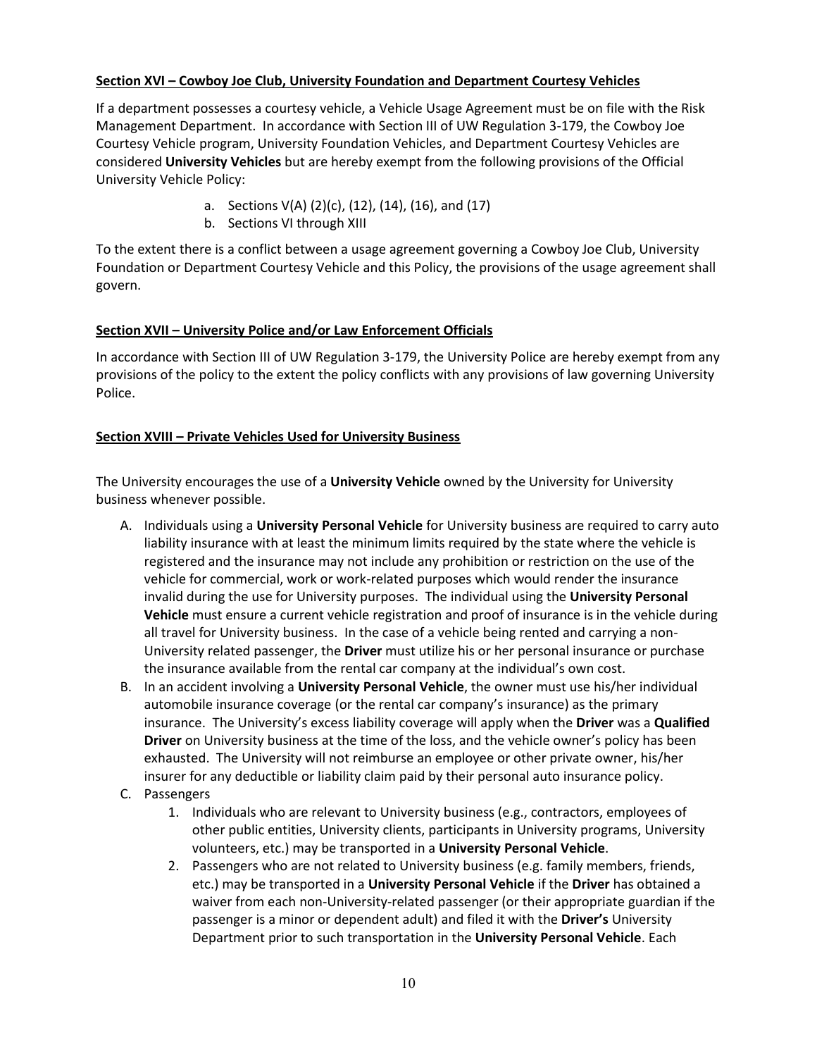**Section XVI – Cowboy Joe Club, University Foundation and Department Courtesy Vehicles**

If a department possesses a courtesy vehicle, a Vehicle Usage Agreement must be on file with the Risk Management Department. In accordance with Section III of UW Regulation 3-179, the Cowboy Joe Courtesy Vehicle program, University Foundation Vehicles, and Department Courtesy Vehicles are considered **University Vehicles** but are hereby exempt from the following provisions of the Official University Vehicle Policy:

a. Sections V(A) (2)(c), (12), (14), (16), and (17)
b. Sections VI through XIII

To the extent there is a conflict between a usage agreement governing a Cowboy Joe Club, University Foundation or Department Courtesy Vehicle and this Policy, the provisions of the usage agreement shall govern.

**Section XVII – University Police and/or Law Enforcement Officials**

In accordance with Section III of UW Regulation 3-179, the University Police are hereby exempt from any provisions of the policy to the extent the policy conflicts with any provisions of law governing University Police.

**Section XVIII – Private Vehicles Used for University Business**

The University encourages the use of a **University Vehicle** owned by the University for University business whenever possible.

A. Individuals using a **University Personal Vehicle** for University business are required to carry auto liability insurance with at least the minimum limits required by the state where the vehicle is registered and the insurance may not include any prohibition or restriction on the use of the vehicle for commercial, work or work-related purposes which would render the insurance invalid during the use for University purposes. The individual using the **University Personal Vehicle** must ensure a current vehicle registration and proof of insurance is in the vehicle during all travel for University business. In the case of a vehicle being rented and carrying a non-University related passenger, the **Driver** must utilize his or her personal insurance or purchase the insurance available from the rental car company at the individual's own cost.
B. In an accident involving a **University Personal Vehicle**, the owner must use his/her individual automobile insurance coverage (or the rental car company's insurance) as the primary insurance. The University's excess liability coverage will apply when the **Driver** was a **Qualified Driver** on University business at the time of the loss, and the vehicle owner's policy has been exhausted. The University will not reimburse an employee or other private owner, his/her insurer for any deductible or liability claim paid by their personal auto insurance policy.
C. Passengers
    1. Individuals who are relevant to University business (e.g., contractors, employees of other public entities, University clients, participants in University programs, University volunteers, etc.) may be transported in a **University Personal Vehicle**.
    2. Passengers who are not related to University business (e.g. family members, friends, etc.) may be transported in a **University Personal Vehicle** if the **Driver** has obtained a waiver from each non-University-related passenger (or their appropriate guardian if the passenger is a minor or dependent adult) and filed it with the **Driver's** University Department prior to such transportation in the **University Personal Vehicle**. Each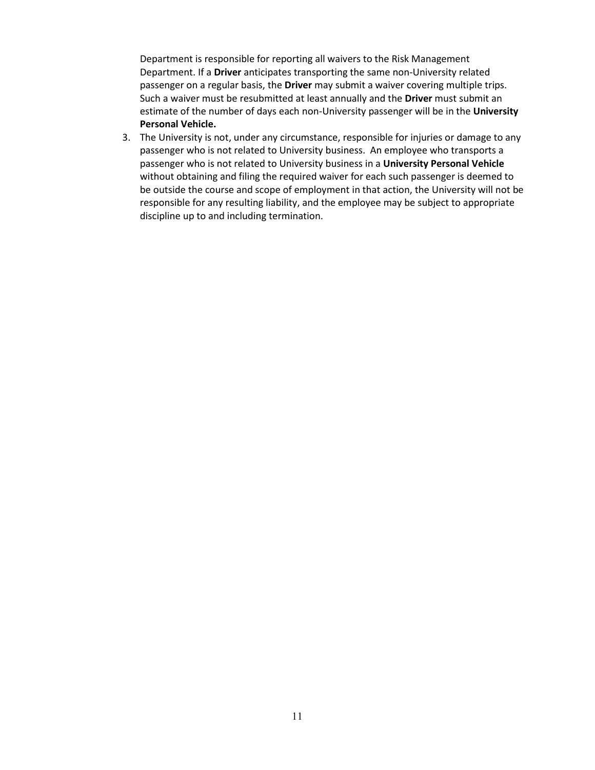Department is responsible for reporting all waivers to the Risk Management Department. If a **Driver** anticipates transporting the same non-University related passenger on a regular basis, the **Driver** may submit a waiver covering multiple trips. Such a waiver must be resubmitted at least annually and the **Driver** must submit an estimate of the number of days each non-University passenger will be in the **University Personal Vehicle.**

3. The University is not, under any circumstance, responsible for injuries or damage to any passenger who is not related to University business. An employee who transports a passenger who is not related to University business in a **University Personal Vehicle** without obtaining and filing the required waiver for each such passenger is deemed to be outside the course and scope of employment in that action, the University will not be responsible for any resulting liability, and the employee may be subject to appropriate discipline up to and including termination.